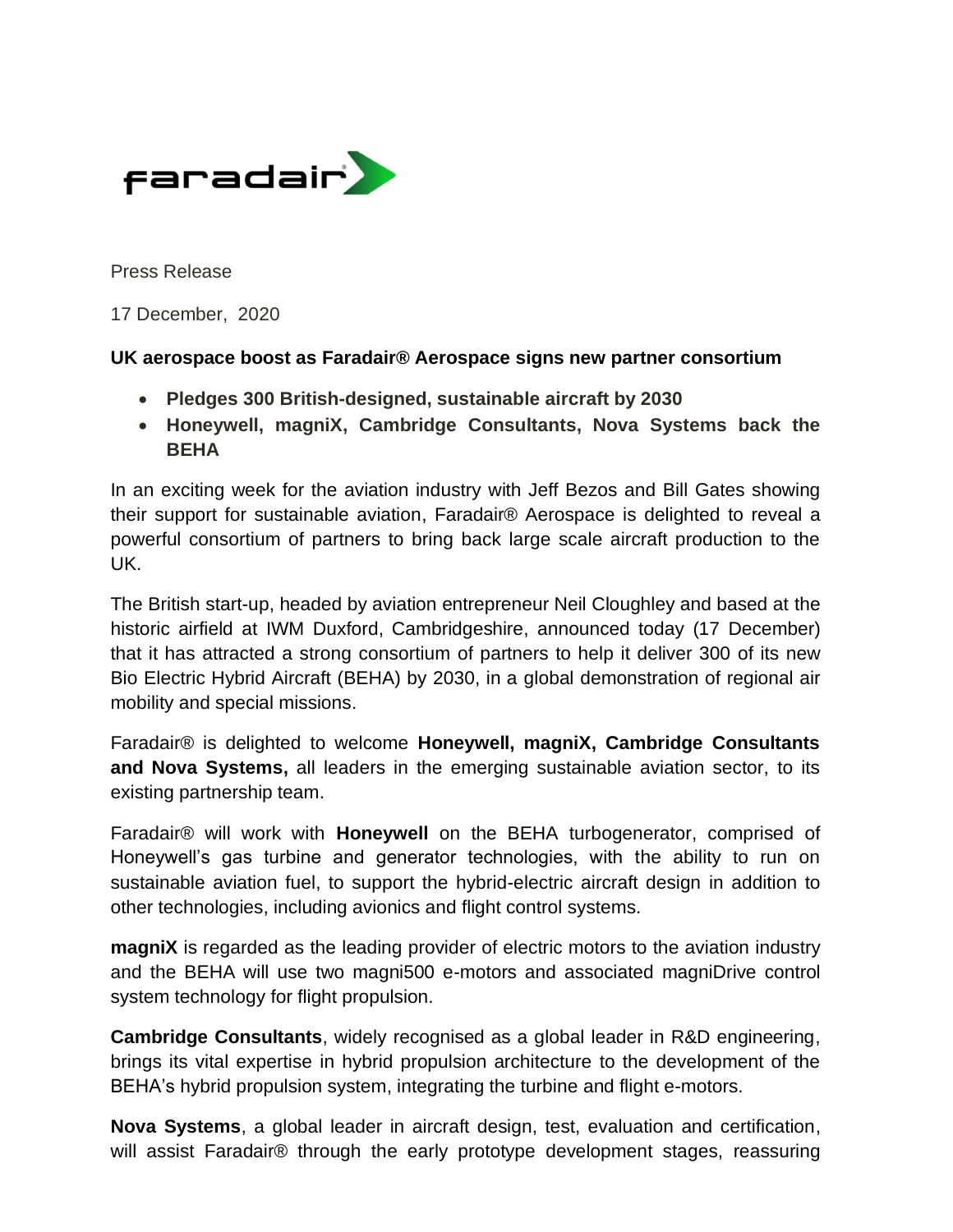faradair

Press Release

17 December, 2020

**UK aerospace boost as Faradair® Aerospace signs new partner consortium**

- **Pledges 300 British-designed, sustainable aircraft by 2030**
- **Honeywell, magniX, Cambridge Consultants, Nova Systems back the BEHA**

In an exciting week for the aviation industry with Jeff Bezos and Bill Gates showing their support for sustainable aviation, Faradair® Aerospace is delighted to reveal a powerful consortium of partners to bring back large scale aircraft production to the UK.

The British start-up, headed by aviation entrepreneur Neil Cloughley and based at the historic airfield at IWM Duxford, Cambridgeshire, announced today (17 December) that it has attracted a strong consortium of partners to help it deliver 300 of its new Bio Electric Hybrid Aircraft (BEHA) by 2030, in a global demonstration of regional air mobility and special missions.

Faradair® is delighted to welcome **Honeywell, magniX, Cambridge Consultants and Nova Systems,** all leaders in the emerging sustainable aviation sector, to its existing partnership team.

Faradair® will work with **Honeywell** on the BEHA turbogenerator, comprised of Honeywell's gas turbine and generator technologies, with the ability to run on sustainable aviation fuel, to support the hybrid-electric aircraft design in addition to other technologies, including avionics and flight control systems.

**magniX** is regarded as the leading provider of electric motors to the aviation industry and the BEHA will use two magni500 e-motors and associated magniDrive control system technology for flight propulsion.

**Cambridge Consultants**, widely recognised as a global leader in R&D engineering, brings its vital expertise in hybrid propulsion architecture to the development of the BEHA's hybrid propulsion system, integrating the turbine and flight e-motors.

**Nova Systems**, a global leader in aircraft design, test, evaluation and certification, will assist Faradair® through the early prototype development stages, reassuring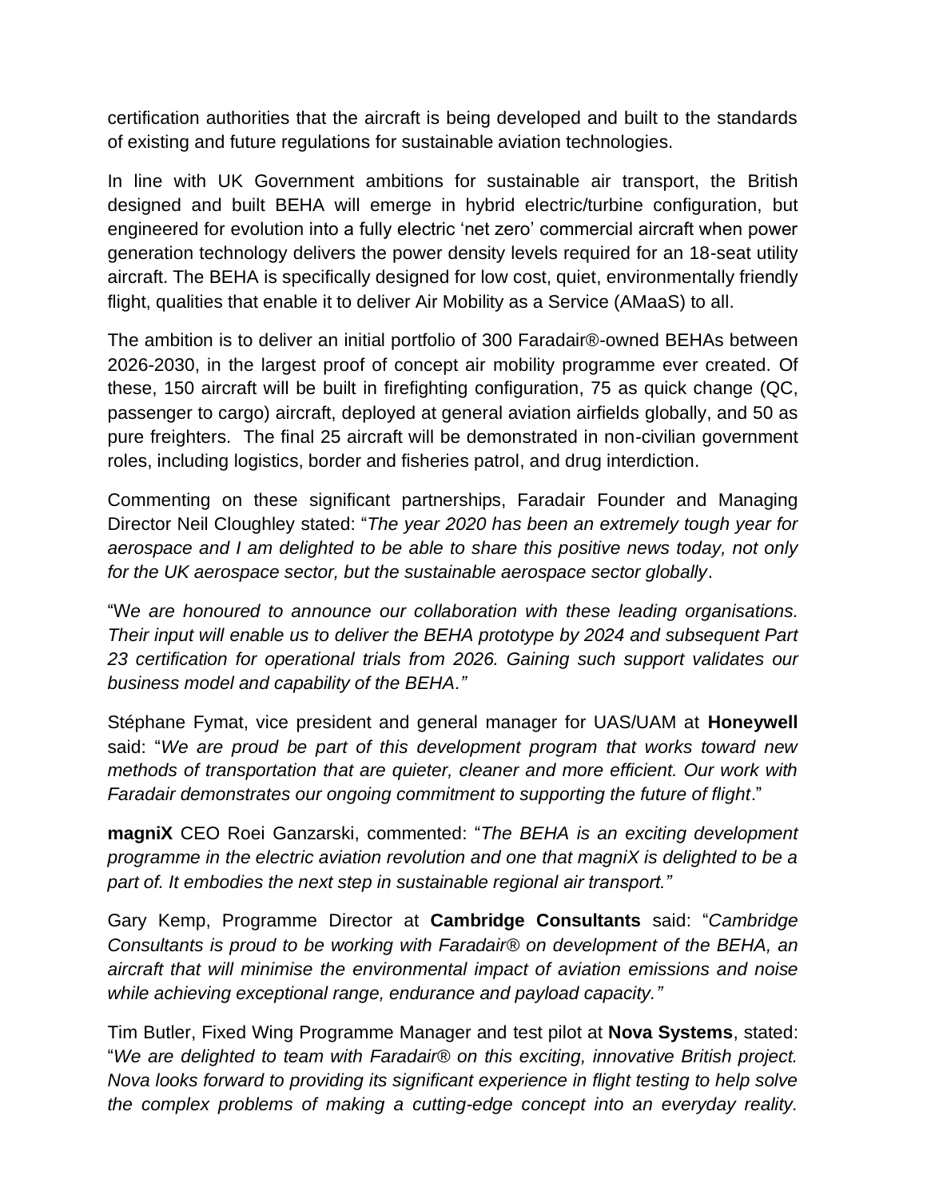certification authorities that the aircraft is being developed and built to the standards of existing and future regulations for sustainable aviation technologies.

In line with UK Government ambitions for sustainable air transport, the British designed and built BEHA will emerge in hybrid electric/turbine configuration, but engineered for evolution into a fully electric 'net zero' commercial aircraft when power generation technology delivers the power density levels required for an 18-seat utility aircraft. The BEHA is specifically designed for low cost, quiet, environmentally friendly flight, qualities that enable it to deliver Air Mobility as a Service (AMaaS) to all.

The ambition is to deliver an initial portfolio of 300 Faradair®-owned BEHAs between 2026-2030, in the largest proof of concept air mobility programme ever created. Of these, 150 aircraft will be built in firefighting configuration, 75 as quick change (QC, passenger to cargo) aircraft, deployed at general aviation airfields globally, and 50 as pure freighters. The final 25 aircraft will be demonstrated in non-civilian government roles, including logistics, border and fisheries patrol, and drug interdiction.

Commenting on these significant partnerships, Faradair Founder and Managing Director Neil Cloughley stated: "*The year 2020 has been an extremely tough year for aerospace and I am delighted to be able to share this positive news today, not only for the UK aerospace sector, but the sustainable aerospace sector globally*.

"*We are honoured to announce our collaboration with these leading organisations. Their input will enable us to deliver the BEHA prototype by 2024 and subsequent Part 23 certification for operational trials from 2026. Gaining such support validates our business model and capability of the BEHA."*

Stéphane Fymat, vice president and general manager for UAS/UAM at **Honeywell** said: "*We are proud be part of this development program that works toward new methods of transportation that are quieter, cleaner and more efficient. Our work with Faradair demonstrates our ongoing commitment to supporting the future of flight*."

**magniX** CEO Roei Ganzarski, commented: "*The BEHA is an exciting development programme in the electric aviation revolution and one that magniX is delighted to be a part of. It embodies the next step in sustainable regional air transport."*

Gary Kemp, Programme Director at **Cambridge Consultants** said: "*Cambridge Consultants is proud to be working with Faradair® on development of the BEHA, an aircraft that will minimise the environmental impact of aviation emissions and noise while achieving exceptional range, endurance and payload capacity."*

Tim Butler, Fixed Wing Programme Manager and test pilot at **Nova Systems**, stated: "*We are delighted to team with Faradair® on this exciting, innovative British project. Nova looks forward to providing its significant experience in flight testing to help solve the complex problems of making a cutting-edge concept into an everyday reality.*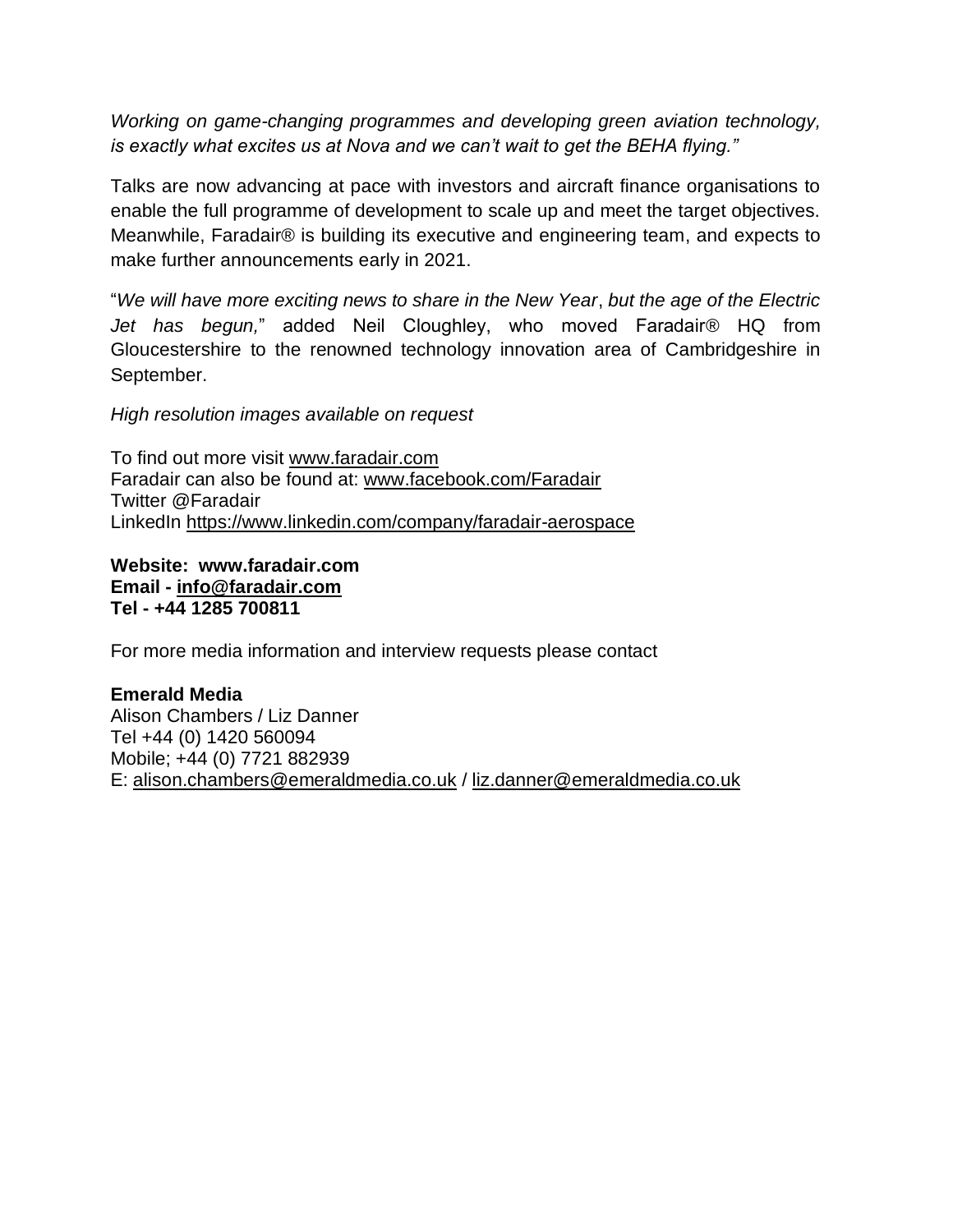*Working on game-changing programmes and developing green aviation technology, is exactly what excites us at Nova and we can't wait to get the BEHA flying."*

Talks are now advancing at pace with investors and aircraft finance organisations to enable the full programme of development to scale up and meet the target objectives. Meanwhile, Faradair® is building its executive and engineering team, and expects to make further announcements early in 2021.

"*We will have more exciting news to share in the New Year*, *but the age of the Electric Jet has begun,*" added Neil Cloughley, who moved Faradair® HQ from Gloucestershire to the renowned technology innovation area of Cambridgeshire in September.

*High resolution images available on request*

To find out more visit www.faradair.com
Faradair can also be found at: www.facebook.com/Faradair
Twitter @Faradair
LinkedIn https://www.linkedin.com/company/faradair-aerospace

**Website: www.faradair.com**
**Email - info@faradair.com**
**Tel - +44 1285 700811**

For more media information and interview requests please contact

**Emerald Media**
Alison Chambers / Liz Danner
Tel +44 (0) 1420 560094
Mobile; +44 (0) 7721 882939
E: alison.chambers@emeraldmedia.co.uk / liz.danner@emeraldmedia.co.uk